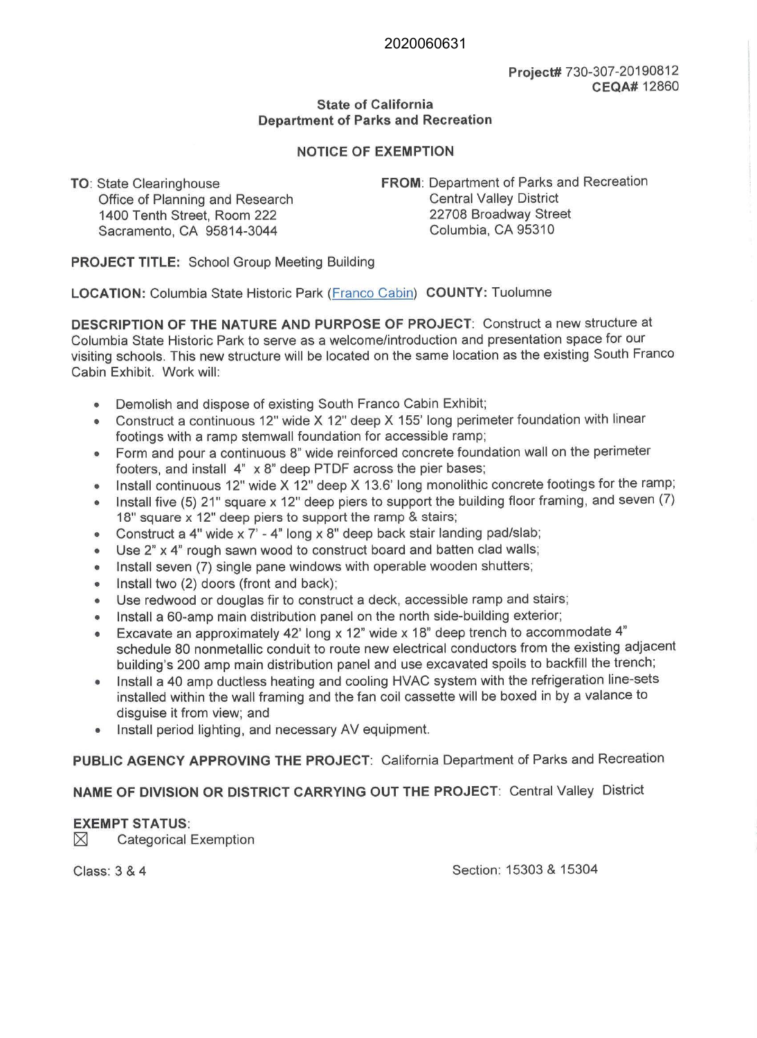2020060631

**Project#** 730-307-20190812
**CEQA#** 12860

**State of California**
**Department of Parks and Recreation**

## NOTICE OF EXEMPTION

**TO**: State Clearinghouse
Office of Planning and Research
1400 Tenth Street, Room 222
Sacramento, CA 95814-3044

**FROM**: Department of Parks and Recreation
Central Valley District
22708 Broadway Street
Columbia, CA 95310

**PROJECT TITLE:** School Group Meeting Building

**LOCATION:** Columbia State Historic Park (Franco Cabin) **COUNTY:** Tuolumne

**DESCRIPTION OF THE NATURE AND PURPOSE OF PROJECT**: Construct a new structure at Columbia State Historic Park to serve as a welcome/introduction and presentation space for our visiting schools. This new structure will be located on the same location as the existing South Franco Cabin Exhibit. Work will:

- Demolish and dispose of existing South Franco Cabin Exhibit;
- Construct a continuous 12" wide X 12" deep X 155' long perimeter foundation with linear footings with a ramp stemwall foundation for accessible ramp;
- Form and pour a continuous 8" wide reinforced concrete foundation wall on the perimeter footers, and install 4" x 8" deep PTDF across the pier bases;
- Install continuous 12" wide X 12" deep X 13.6' long monolithic concrete footings for the ramp;
- Install five (5) 21" square x 12" deep piers to support the building floor framing, and seven (7) 18" square x 12" deep piers to support the ramp & stairs;
- Construct a 4" wide x 7' - 4" long x 8" deep back stair landing pad/slab;
- Use 2" x 4" rough sawn wood to construct board and batten clad walls;
- Install seven (7) single pane windows with operable wooden shutters;
- Install two (2) doors (front and back);
- Use redwood or douglas fir to construct a deck, accessible ramp and stairs;
- Install a 60-amp main distribution panel on the north side-building exterior;
- Excavate an approximately 42' long x 12" wide x 18" deep trench to accommodate 4" schedule 80 nonmetallic conduit to route new electrical conductors from the existing adjacent building's 200 amp main distribution panel and use excavated spoils to backfill the trench;
- Install a 40 amp ductless heating and cooling HVAC system with the refrigeration line-sets installed within the wall framing and the fan coil cassette will be boxed in by a valance to disguise it from view; and
- Install period lighting, and necessary AV equipment.

**PUBLIC AGENCY APPROVING THE PROJECT**: California Department of Parks and Recreation

**NAME OF DIVISION OR DISTRICT CARRYING OUT THE PROJECT**: Central Valley District

**EXEMPT STATUS**:
☒ Categorical Exemption

Class: 3 & 4

Section: 15303 & 15304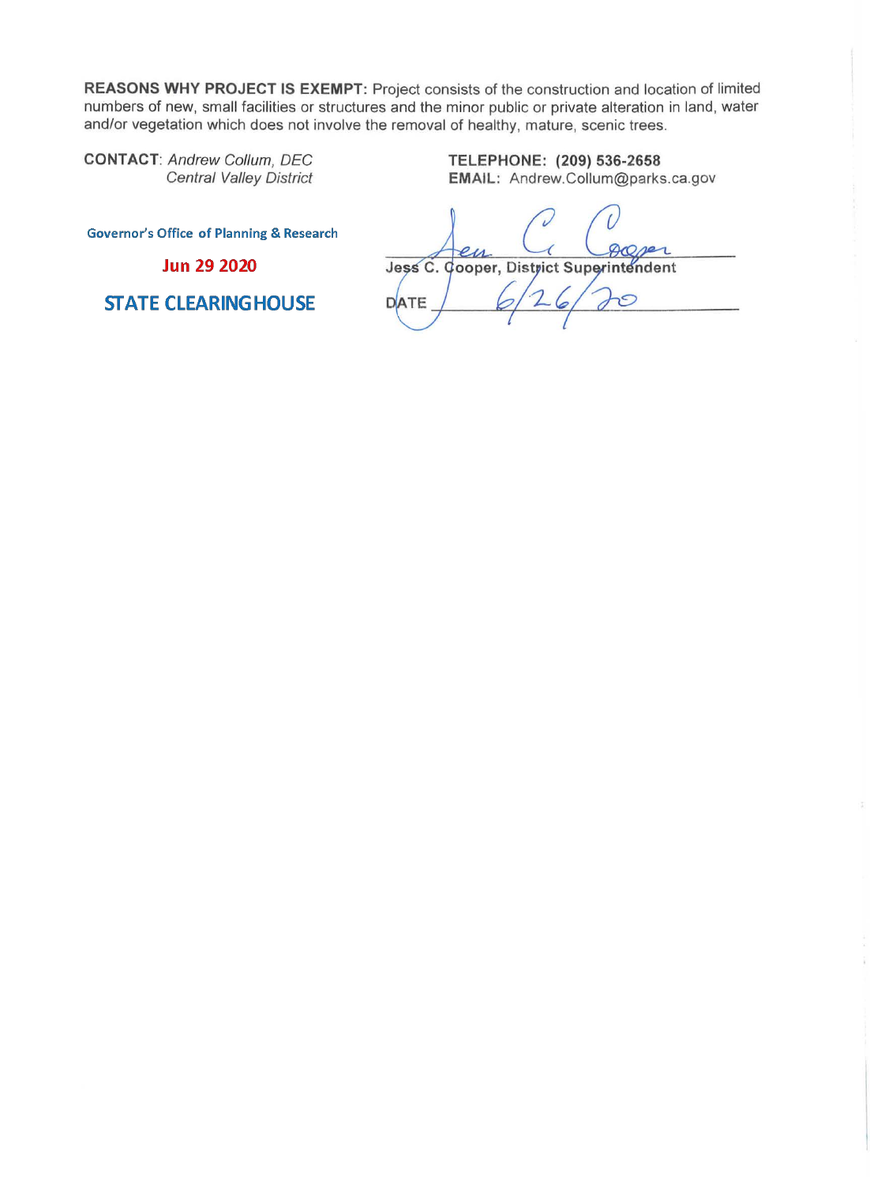**REASONS WHY PROJECT IS EXEMPT:** Project consists of the construction and location of limited numbers of new, small facilities or structures and the minor public or private alteration in land, water and/or vegetation which does not involve the removal of healthy, mature, scenic trees.

**CONTACT**: *Andrew Collum, DEC*
*Central Valley District*

**TELEPHONE: (209) 536-2658**
**EMAIL:** Andrew.Collum@parks.ca.gov

Governor's Office of Planning & Research

**Jun 29 2020**

**STATE CLEARINGHOUSE**

Jess C. Cooper

**Jess C. Cooper, District Superintendent**

DATE 6/26/20